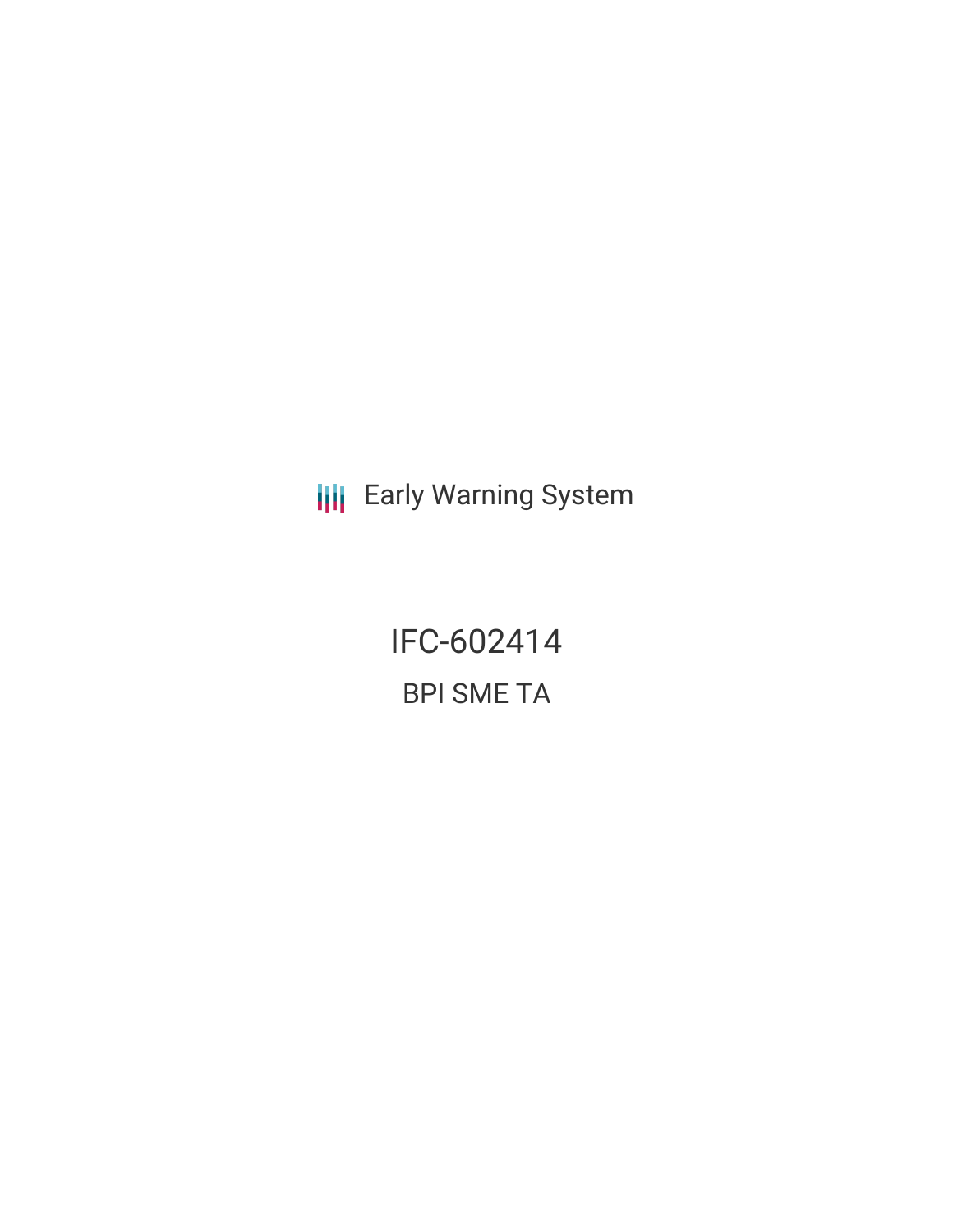Early Warning System

# IFC-602414

## BPI SME TA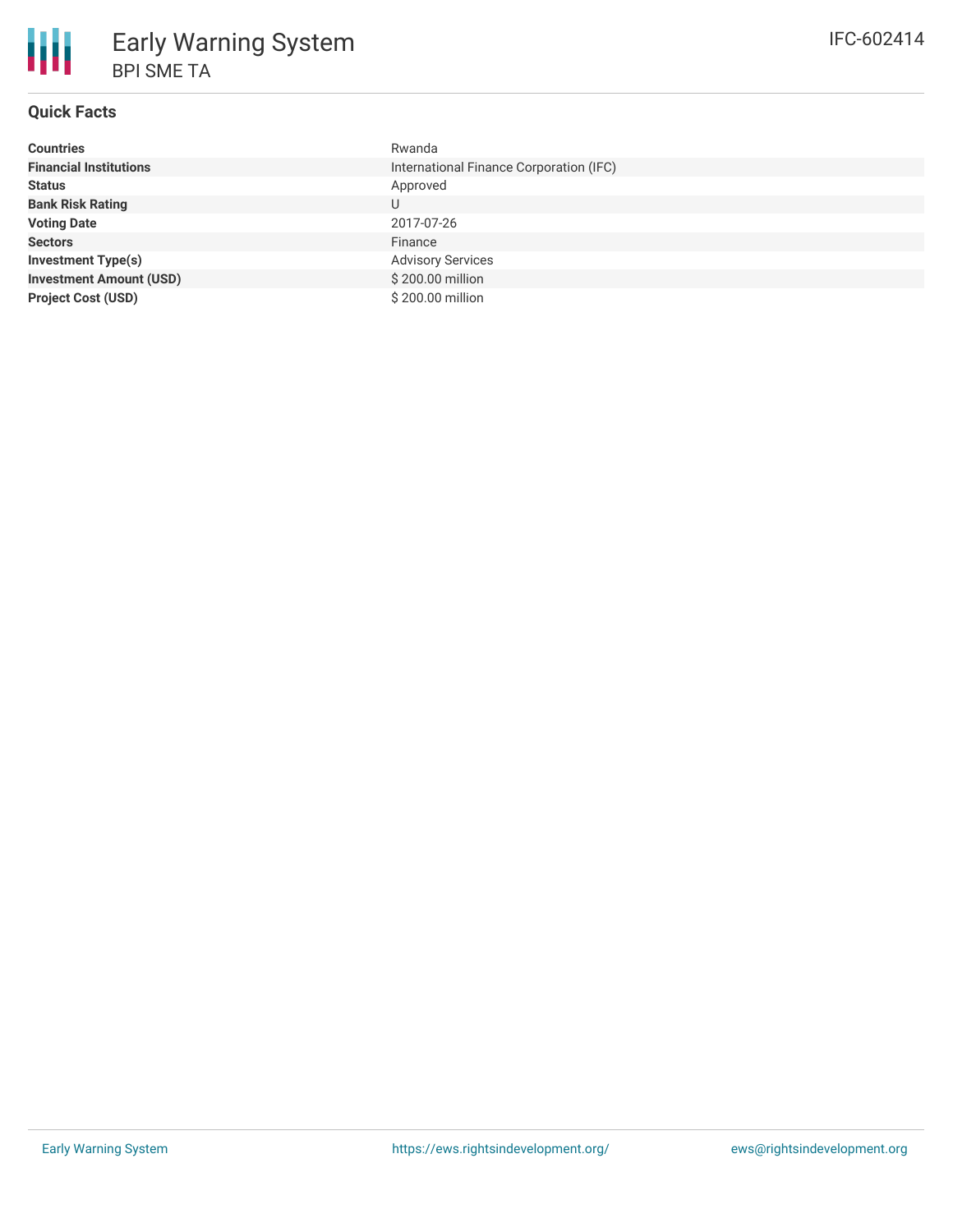# Early Warning System

## BPI SME TA

IFC-602414

### Quick Facts

| | |
|---|---|
| **Countries** | Rwanda |
| **Financial Institutions** | International Finance Corporation (IFC) |
| **Status** | Approved |
| **Bank Risk Rating** | U |
| **Voting Date** | 2017-07-26 |
| **Sectors** | Finance |
| **Investment Type(s)** | Advisory Services |
| **Investment Amount (USD)** | $ 200.00 million |
| **Project Cost (USD)** | $ 200.00 million |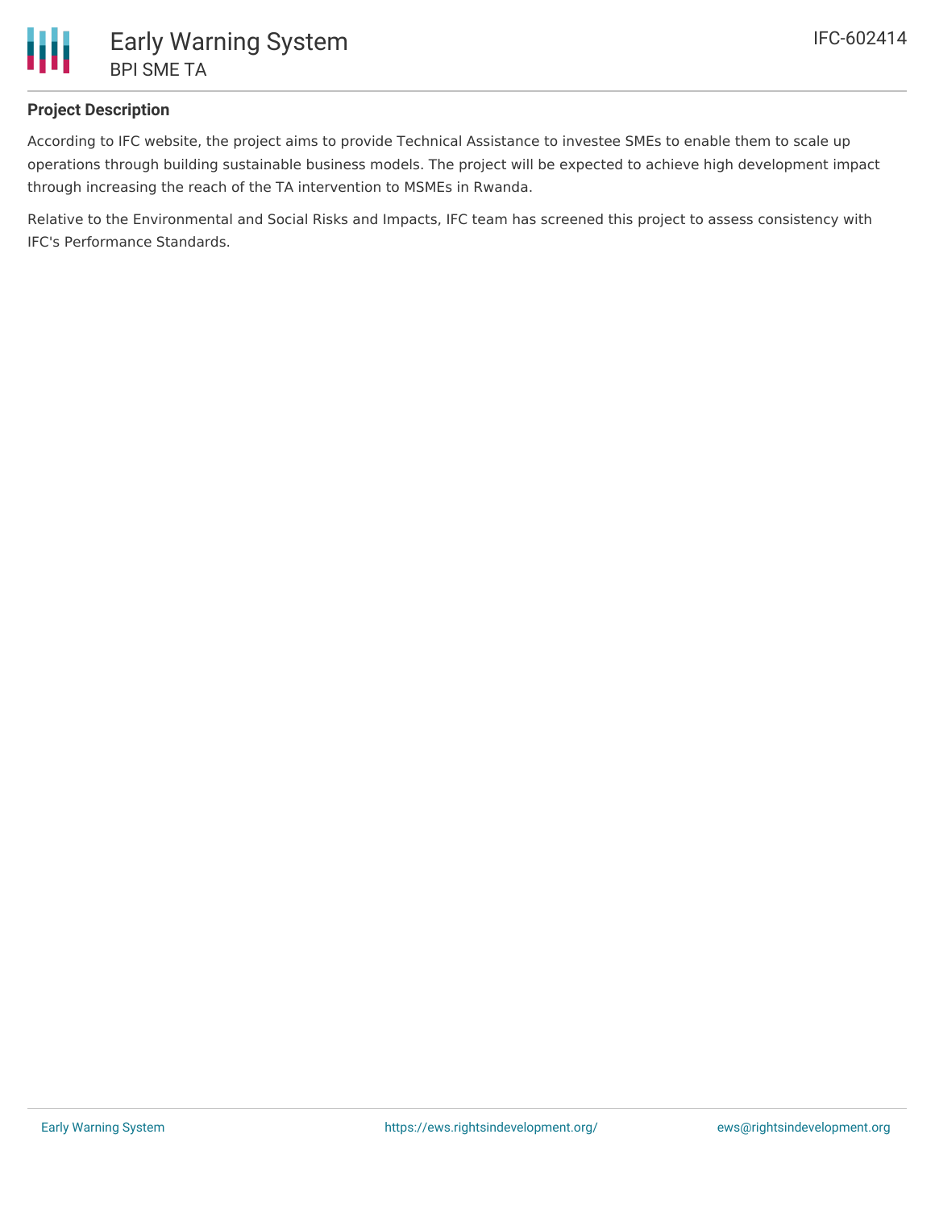## Project Description

According to IFC website, the project aims to provide Technical Assistance to investee SMEs to enable them to scale up operations through building sustainable business models. The project will be expected to achieve high development impact through increasing the reach of the TA intervention to MSMEs in Rwanda.

Relative to the Environmental and Social Risks and Impacts, IFC team has screened this project to assess consistency with IFC's Performance Standards.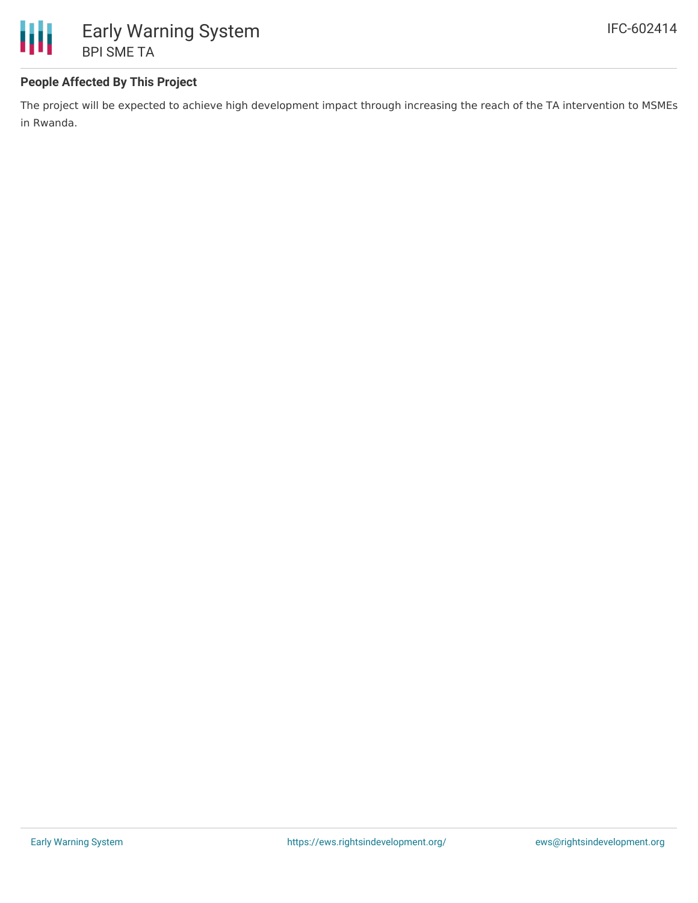## People Affected By This Project

The project will be expected to achieve high development impact through increasing the reach of the TA intervention to MSMEs in Rwanda.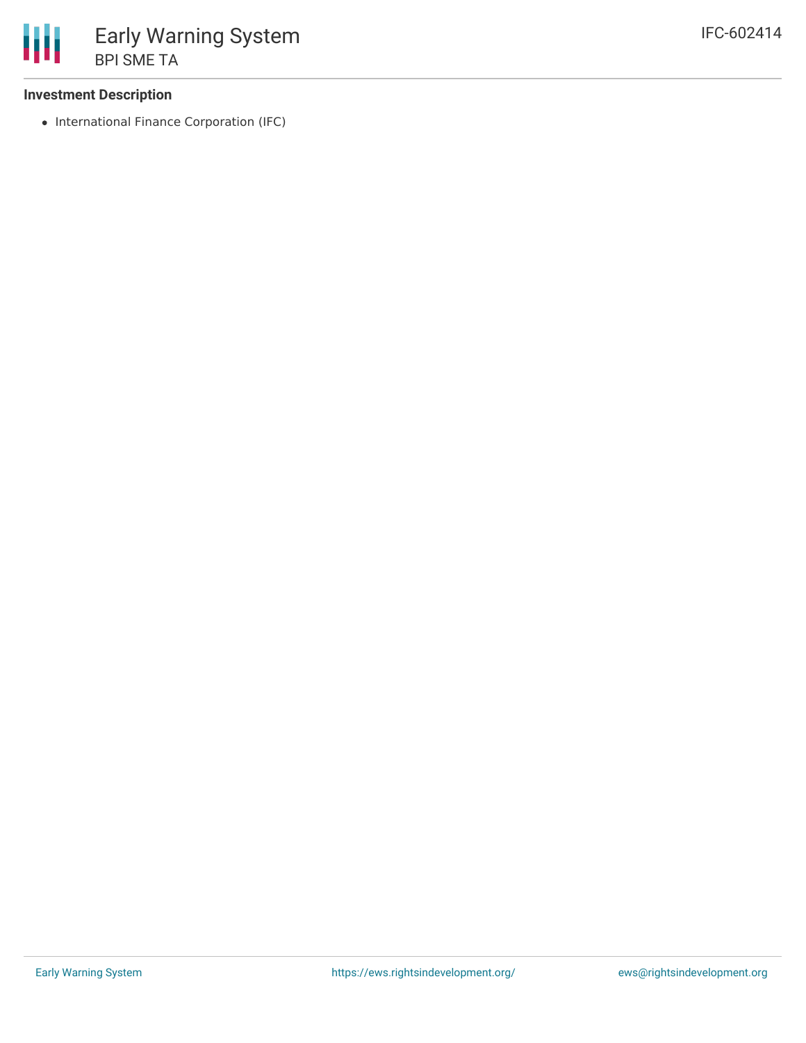### Investment Description

- International Finance Corporation (IFC)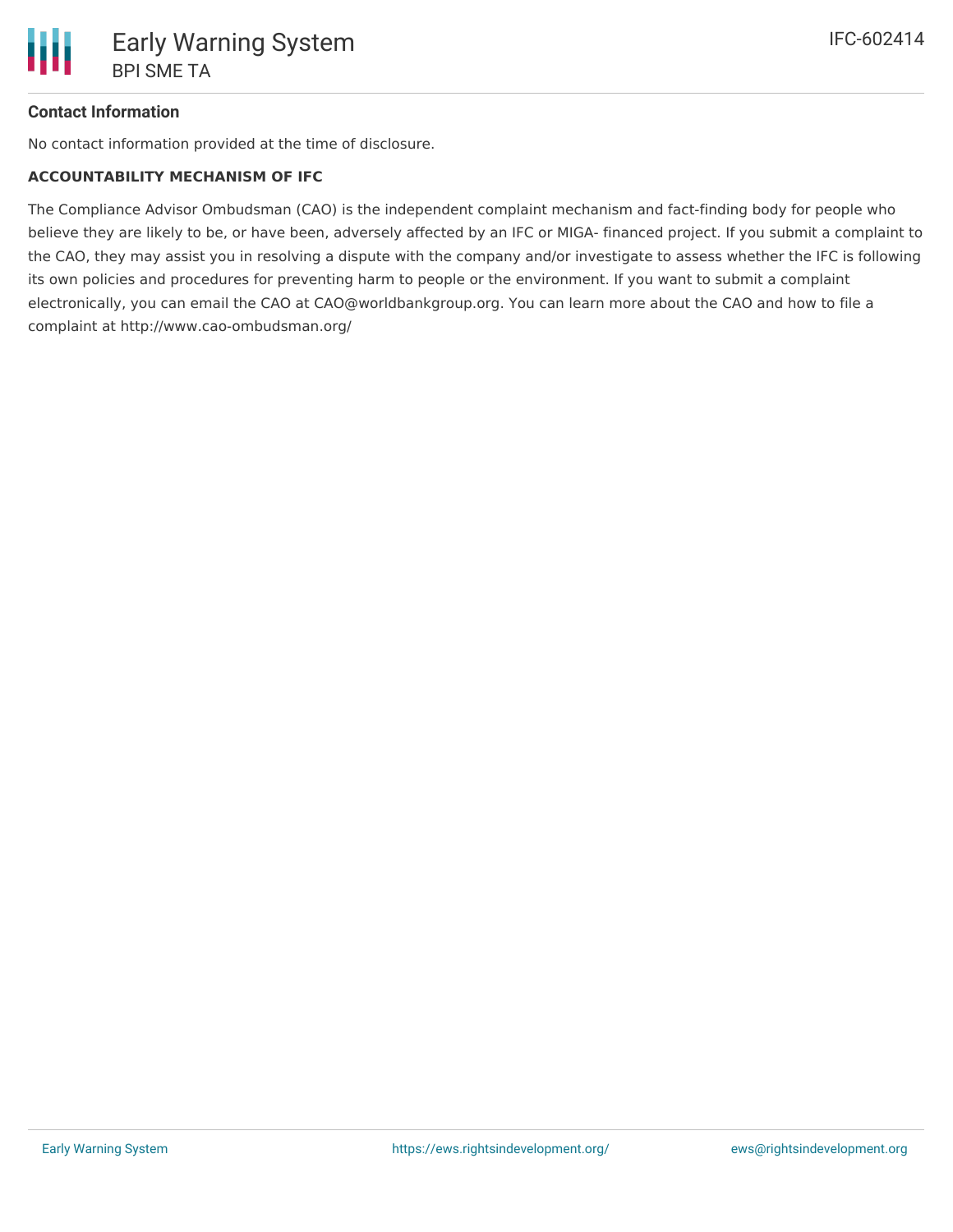#### Contact Information

No contact information provided at the time of disclosure.

**ACCOUNTABILITY MECHANISM OF IFC**

The Compliance Advisor Ombudsman (CAO) is the independent complaint mechanism and fact-finding body for people who believe they are likely to be, or have been, adversely affected by an IFC or MIGA- financed project. If you submit a complaint to the CAO, they may assist you in resolving a dispute with the company and/or investigate to assess whether the IFC is following its own policies and procedures for preventing harm to people or the environment. If you want to submit a complaint electronically, you can email the CAO at CAO@worldbankgroup.org. You can learn more about the CAO and how to file a complaint at http://www.cao-ombudsman.org/